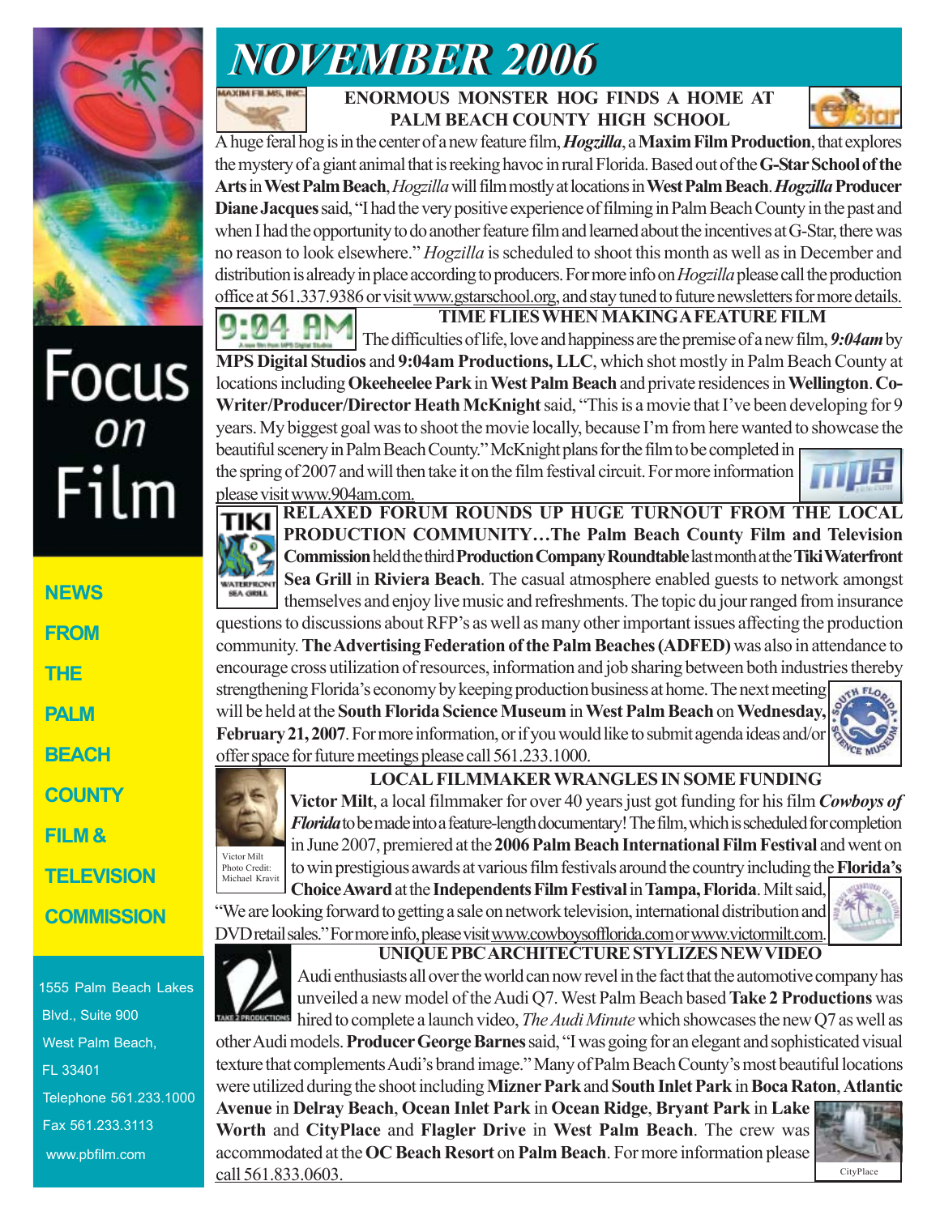# NOVEMBER 2006

## ENORMOUS MONSTER HOG FINDS A HOME AT PALM BEACH COUNTY HIGH SCHOOL

A huge feral hog is in the center of a new feature film, ***Hogzilla***, a **Maxim Film Production**, that explores the mystery of a giant animal that is reeking havoc in rural Florida. Based out of the **G-Star School of the Arts** in **West Palm Beach**, *Hogzilla* will film mostly at locations in **West Palm Beach**. ***Hogzilla* Producer Diane Jacques** said, "I had the very positive experience of filming in Palm Beach County in the past and when I had the opportunity to do another feature film and learned about the incentives at G-Star, there was no reason to look elsewhere." *Hogzilla* is scheduled to shoot this month as well as in December and distribution is already in place according to producers. For more info on *Hogzilla* please call the production office at 561.337.9386 or visit www.gstarschool.org, and stay tuned to future newsletters for more details.

## TIME FLIES WHEN MAKING A FEATURE FILM

The difficulties of life, love and happiness are the premise of a new film, ***9:04am*** by **MPS Digital Studios** and **9:04am Productions, LLC**, which shot mostly in Palm Beach County at locations including **Okeeheelee Park** in **West Palm Beach** and private residences in **Wellington**. **Co-Writer/Producer/Director Heath McKnight** said, "This is a movie that I've been developing for 9 years. My biggest goal was to shoot the movie locally, because I'm from here wanted to showcase the beautiful scenery in Palm Beach County." McKnight plans for the film to be completed in the spring of 2007 and will then take it on the film festival circuit. For more information please visit www.904am.com.

## RELAXED FORUM ROUNDS UP HUGE TURNOUT FROM THE LOCAL PRODUCTION COMMUNITY…

The Palm Beach County Film and Television Commission held the third **Production Company Roundtable** last month at the **Tiki Waterfront Sea Grill** in **Riviera Beach**. The casual atmosphere enabled guests to network amongst themselves and enjoy live music and refreshments. The topic du jour ranged from insurance questions to discussions about RFP's as well as many other important issues affecting the production community. **The Advertising Federation of the Palm Beaches (ADFED)** was also in attendance to encourage cross utilization of resources, information and job sharing between both industries thereby strengthening Florida's economy by keeping production business at home. The next meeting will be held at the **South Florida Science Museum** in **West Palm Beach** on **Wednesday, February 21, 2007**. For more information, or if you would like to submit agenda ideas and/or offer space for future meetings please call 561.233.1000.

## LOCAL FILMMAKER WRANGLES IN SOME FUNDING

Victor Milt
Photo Credit: Michael Kravit

**Victor Milt**, a local filmmaker for over 40 years just got funding for his film ***Cowboys of Florida*** to be made into a feature-length documentary! The film, which is scheduled for completion in June 2007, premiered at the **2006 Palm Beach International Film Festival** and went on to win prestigious awards at various film festivals around the country including the **Florida's Choice Award** at the **Independents Film Festival** in **Tampa, Florida**. Milt said, "We are looking forward to getting a sale on network television, international distribution and DVD retail sales." For more info, please visit www.cowboysofflorida.com or www.victormilt.com.

## UNIQUE PBC ARCHITECTURE STYLIZES NEW VIDEO

Audi enthusiasts all over the world can now revel in the fact that the automotive company has unveiled a new model of the Audi Q7. West Palm Beach based **Take 2 Productions** was hired to complete a launch video, *The Audi Minute* which showcases the new Q7 as well as other Audi models. **Producer George Barnes** said, "I was going for an elegant and sophisticated visual texture that complements Audi's brand image." Many of Palm Beach County's most beautiful locations were utilized during the shoot including **Mizner Park** and **South Inlet Park** in **Boca Raton**, **Atlantic Avenue** in **Delray Beach**, **Ocean Inlet Park** in **Ocean Ridge**, **Bryant Park** in **Lake Worth** and **CityPlace** and **Flagler Drive** in **West Palm Beach**. The crew was accommodated at the **OC Beach Resort** on **Palm Beach**. For more information please call 561.833.0603.

CityPlace

---

**Focus on Film**

NEWS FROM THE PALM BEACH COUNTY FILM & TELEVISION COMMISSION

1555 Palm Beach Lakes Blvd., Suite 900
West Palm Beach, FL 33401
Telephone 561.233.1000
Fax 561.233.3113
www.pbfilm.com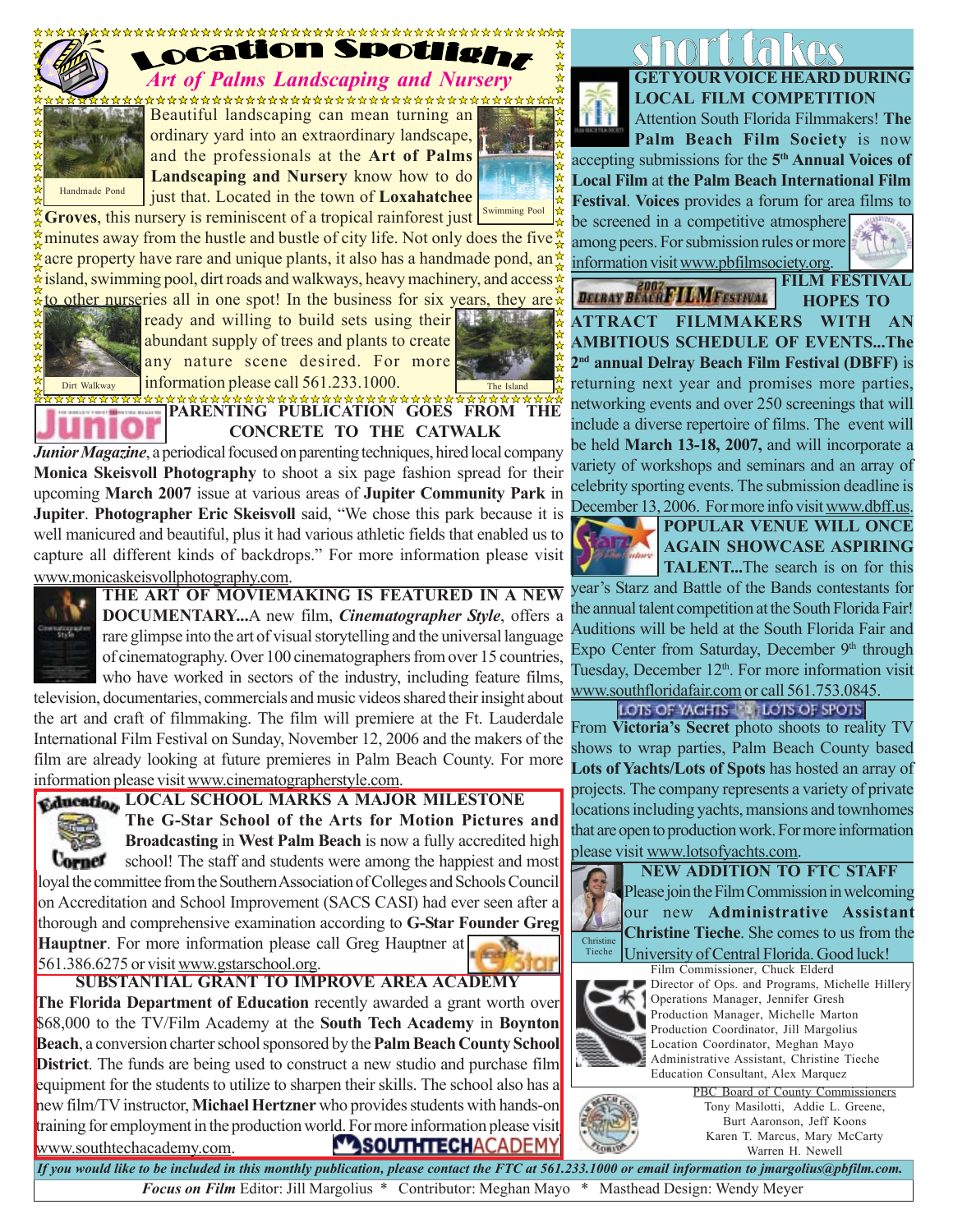# Location Spotlight

## *Art of Palms Landscaping and Nursery*

Handmade Pond

Swimming Pool

Beautiful landscaping can mean turning an ordinary yard into an extraordinary landscape, and the professionals at the **Art of Palms Landscaping and Nursery** know how to do just that. Located in the town of **Loxahatchee Groves**, this nursery is reminiscent of a tropical rainforest just minutes away from the hustle and bustle of city life. Not only does the five acre property have rare and unique plants, it also has a handmade pond, an island, swimming pool, dirt roads and walkways, heavy machinery, and access to other nurseries all in one spot! In the business for six years, they are ready and willing to build sets using their abundant supply of trees and plants to create any nature scene desired. For more information please call 561.233.1000.

Dirt Walkway

The Island

**PARENTING PUBLICATION GOES FROM THE CONCRETE TO THE CATWALK**

***Junior Magazine***, a periodical focused on parenting techniques, hired local company **Monica Skeisvoll Photography** to shoot a six page fashion spread for their upcoming **March 2007** issue at various areas of **Jupiter Community Park** in **Jupiter**. **Photographer Eric Skeisvoll** said, "We chose this park because it is well manicured and beautiful, plus it had various athletic fields that enabled us to capture all different kinds of backdrops." For more information please visit www.monicaskeisvollphotography.com.

**THE ART OF MOVIEMAKING IS FEATURED IN A NEW DOCUMENTARY...**A new film, ***Cinematographer Style***, offers a rare glimpse into the art of visual storytelling and the universal language of cinematography. Over 100 cinematographers from over 15 countries, who have worked in sectors of the industry, including feature films, television, documentaries, commercials and music videos shared their insight about the art and craft of filmmaking. The film will premiere at the Ft. Lauderdale International Film Festival on Sunday, November 12, 2006 and the makers of the film are already looking at future premieres in Palm Beach County. For more information please visit www.cinematographerstyle.com.

**Education Corner**

**LOCAL SCHOOL MARKS A MAJOR MILESTONE**

**The G-Star School of the Arts for Motion Pictures and Broadcasting** in **West Palm Beach** is now a fully accredited high school! The staff and students were among the happiest and most loyal the committee from the Southern Association of Colleges and Schools Council on Accreditation and School Improvement (SACS CASI) had ever seen after a thorough and comprehensive examination according to **G-Star Founder Greg Hauptner**. For more information please call Greg Hauptner at 561.386.6275 or visit www.gstarschool.org.

**SUBSTANTIAL GRANT TO IMPROVE AREA ACADEMY**

**The Florida Department of Education** recently awarded a grant worth over $68,000 to the TV/Film Academy at the **South Tech Academy** in **Boynton Beach**, a conversion charter school sponsored by the **Palm Beach County School District**. The funds are being used to construct a new studio and purchase film equipment for the students to utilize to sharpen their skills. The school also has a new film/TV instructor, **Michael Hertzner** who provides students with hands-on training for employment in the production world. For more information please visit www.southtechacademy.com.

# short takes

**GET YOUR VOICE HEARD DURING LOCAL FILM COMPETITION**

Attention South Florida Filmmakers! **The Palm Beach Film Society** is now accepting submissions for the **5th Annual Voices of Local Film** at **the Palm Beach International Film Festival**. **Voices** provides a forum for area films to be screened in a competitive atmosphere among peers. For submission rules or more information visit www.pbfilmsociety.org.

**FILM FESTIVAL HOPES TO ATTRACT FILMMAKERS WITH AN AMBITIOUS SCHEDULE OF EVENTS...The 2nd annual Delray Beach Film Festival (DBFF)** is returning next year and promises more parties, networking events and over 250 screenings that will include a diverse repertoire of films. The event will be held **March 13-18, 2007,** and will incorporate a variety of workshops and seminars and an array of celebrity sporting events. The submission deadline is December 13, 2006. For more info visit www.dbff.us.

**POPULAR VENUE WILL ONCE AGAIN SHOWCASE ASPIRING TALENT...**The search is on for this year's Starz and Battle of the Bands contestants for the annual talent competition at the South Florida Fair! Auditions will be held at the South Florida Fair and Expo Center from Saturday, December 9th through Tuesday, December 12th. For more information visit www.southfloridafair.com or call 561.753.0845.

**LOTS OF YACHTS LOTS OF SPOTS**

From **Victoria's Secret** photo shoots to reality TV shows to wrap parties, Palm Beach County based **Lots of Yachts/Lots of Spots** has hosted an array of projects. The company represents a variety of private locations including yachts, mansions and townhomes that are open to production work. For more information please visit www.lotsofyachts.com.

**NEW ADDITION TO FTC STAFF**

Please join the Film Commission in welcoming our new **Administrative Assistant Christine Tieche**. She comes to us from the University of Central Florida. Good luck!

Christine Tieche

Film Commissioner, Chuck Elderd
Director of Ops. and Programs, Michelle Hillery
Operations Manager, Jennifer Gresh
Production Manager, Michelle Marton
Production Coordinator, Jill Margolius
Location Coordinator, Meghan Mayo
Administrative Assistant, Christine Tieche
Education Consultant, Alex Marquez

PBC Board of County Commissioners
Tony Masilotti, Addie L. Greene,
Burt Aaronson, Jeff Koons
Karen T. Marcus, Mary McCarty
Warren H. Newell

*If you would like to be included in this monthly publication, please contact the FTC at 561.233.1000 or email information to jmargolius@pbfilm.com.*

***Focus on Film*** Editor: Jill Margolius * Contributor: Meghan Mayo * Masthead Design: Wendy Meyer